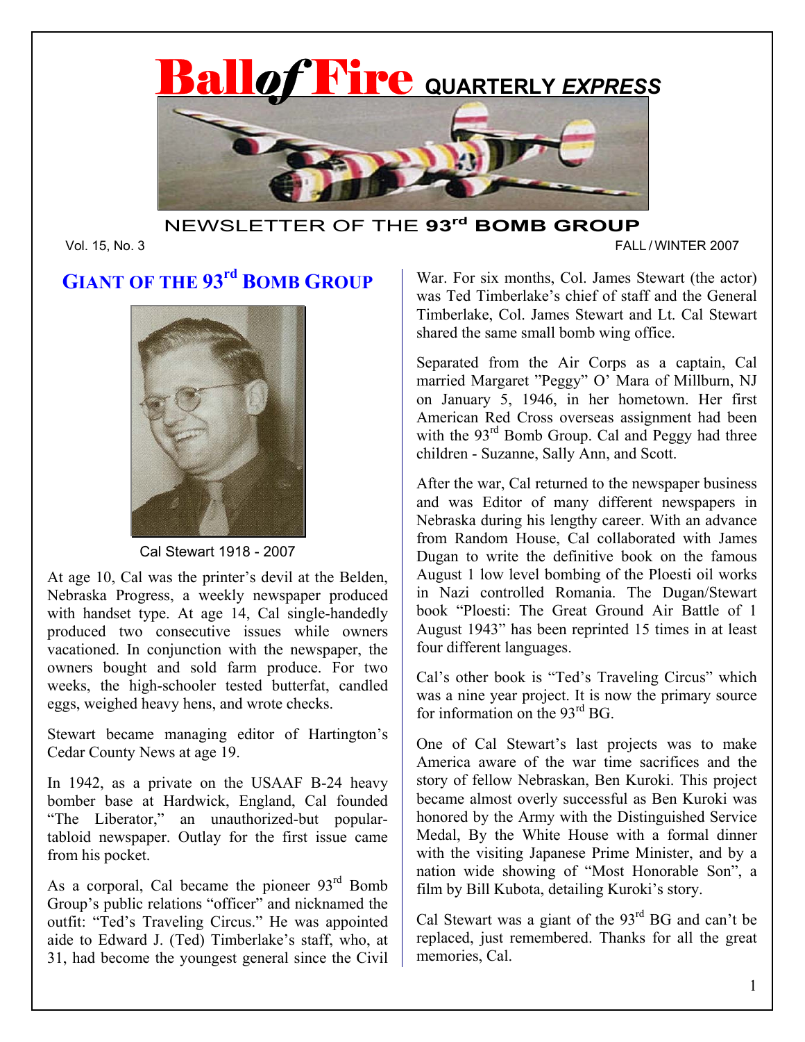# Ball of Fire QUARTERLY *EXPRESS*

NEWSLETTER OF THE **93rd BOMB GROUP**

Vol. 15, No. 3 FALL / WINTER 2007

## GIANT OF THE 93rd BOMB GROUP

Cal Stewart 1918 - 2007

At age 10, Cal was the printer's devil at the Belden, Nebraska Progress, a weekly newspaper produced with handset type. At age 14, Cal single-handedly produced two consecutive issues while owners vacationed. In conjunction with the newspaper, the owners bought and sold farm produce. For two weeks, the high-schooler tested butterfat, candled eggs, weighed heavy hens, and wrote checks.

Stewart became managing editor of Hartington's Cedar County News at age 19.

In 1942, as a private on the USAAF B-24 heavy bomber base at Hardwick, England, Cal founded "The Liberator," an unauthorized-but popular-tabloid newspaper. Outlay for the first issue came from his pocket.

As a corporal, Cal became the pioneer 93rd Bomb Group's public relations "officer" and nicknamed the outfit: "Ted's Traveling Circus." He was appointed aide to Edward J. (Ted) Timberlake's staff, who, at 31, had become the youngest general since the Civil War. For six months, Col. James Stewart (the actor) was Ted Timberlake's chief of staff and the General Timberlake, Col. James Stewart and Lt. Cal Stewart shared the same small bomb wing office.

Separated from the Air Corps as a captain, Cal married Margaret "Peggy" O' Mara of Millburn, NJ on January 5, 1946, in her hometown. Her first American Red Cross overseas assignment had been with the 93rd Bomb Group. Cal and Peggy had three children - Suzanne, Sally Ann, and Scott.

After the war, Cal returned to the newspaper business and was Editor of many different newspapers in Nebraska during his lengthy career. With an advance from Random House, Cal collaborated with James Dugan to write the definitive book on the famous August 1 low level bombing of the Ploesti oil works in Nazi controlled Romania. The Dugan/Stewart book "Ploesti: The Great Ground Air Battle of 1 August 1943" has been reprinted 15 times in at least four different languages.

Cal's other book is "Ted's Traveling Circus" which was a nine year project. It is now the primary source for information on the 93rd BG.

One of Cal Stewart's last projects was to make America aware of the war time sacrifices and the story of fellow Nebraskan, Ben Kuroki. This project became almost overly successful as Ben Kuroki was honored by the Army with the Distinguished Service Medal, By the White House with a formal dinner with the visiting Japanese Prime Minister, and by a nation wide showing of "Most Honorable Son", a film by Bill Kubota, detailing Kuroki's story.

Cal Stewart was a giant of the 93rd BG and can't be replaced, just remembered. Thanks for all the great memories, Cal.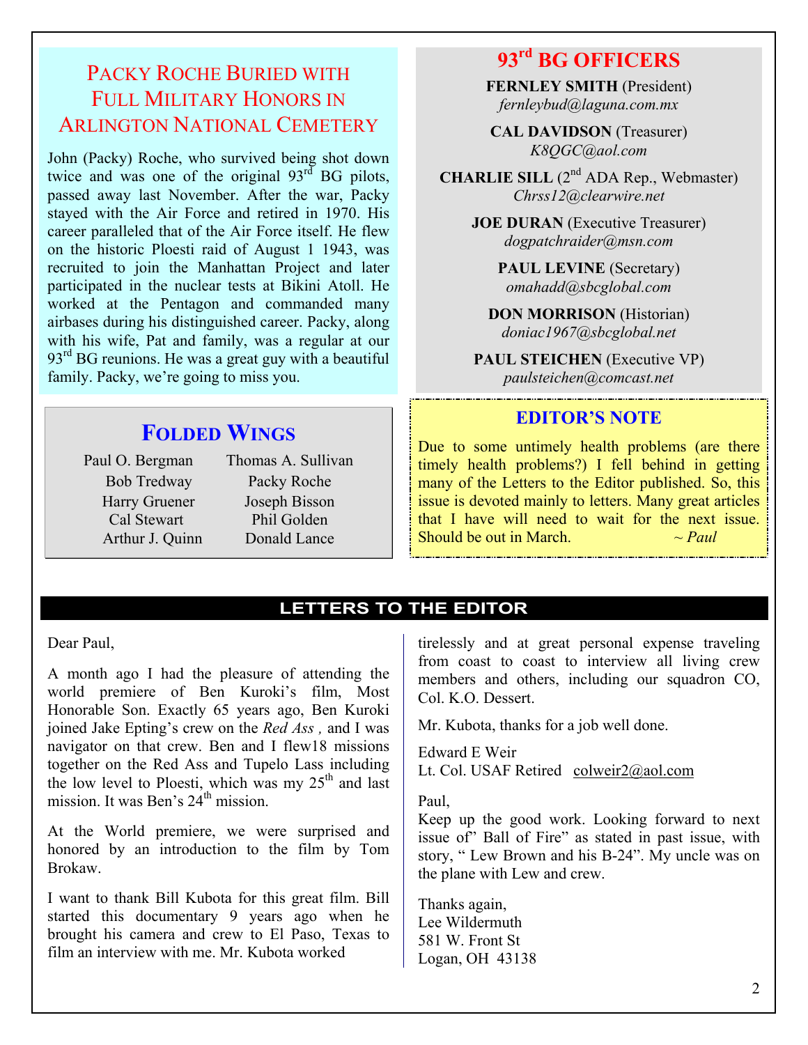## Packy Roche Buried with Full Military Honors in Arlington National Cemetery

John (Packy) Roche, who survived being shot down twice and was one of the original 93rd BG pilots, passed away last November. After the war, Packy stayed with the Air Force and retired in 1970. His career paralleled that of the Air Force itself. He flew on the historic Ploesti raid of August 1 1943, was recruited to join the Manhattan Project and later participated in the nuclear tests at Bikini Atoll. He worked at the Pentagon and commanded many airbases during his distinguished career. Packy, along with his wife, Pat and family, was a regular at our 93rd BG reunions. He was a great guy with a beautiful family. Packy, we're going to miss you.

## Folded Wings

| | |
|---|---|
| Paul O. Bergman | Thomas A. Sullivan |
| Bob Tredway | Packy Roche |
| Harry Gruener | Joseph Bisson |
| Cal Stewart | Phil Golden |
| Arthur J. Quinn | Donald Lance |

## 93rd BG OFFICERS

**FERNLEY SMITH** (President)
*fernleybud@laguna.com.mx*

**CAL DAVIDSON** (Treasurer)
*K8QGC@aol.com*

**CHARLIE SILL** (2nd ADA Rep., Webmaster)
*Chrss12@clearwire.net*

**JOE DURAN** (Executive Treasurer)
*dogpatchraider@msn.com*

**PAUL LEVINE** (Secretary)
*omahadd@sbcglobal.com*

**DON MORRISON** (Historian)
*doniac1967@sbcglobal.net*

**PAUL STEICHEN** (Executive VP)
*paulsteichen@comcast.net*

## EDITOR'S NOTE

Due to some untimely health problems (are there timely health problems?) I fell behind in getting many of the Letters to the Editor published. So, this issue is devoted mainly to letters. Many great articles that I have will need to wait for the next issue. Should be out in March. ~ *Paul*

## LETTERS TO THE EDITOR

Dear Paul,

A month ago I had the pleasure of attending the world premiere of Ben Kuroki's film, Most Honorable Son. Exactly 65 years ago, Ben Kuroki joined Jake Epting's crew on the *Red Ass ,* and I was navigator on that crew. Ben and I flew18 missions together on the Red Ass and Tupelo Lass including the low level to Ploesti, which was my 25th and last mission. It was Ben's 24th mission.

At the World premiere, we were surprised and honored by an introduction to the film by Tom Brokaw.

I want to thank Bill Kubota for this great film. Bill started this documentary 9 years ago when he brought his camera and crew to El Paso, Texas to film an interview with me. Mr. Kubota worked tirelessly and at great personal expense traveling from coast to coast to interview all living crew members and others, including our squadron CO, Col. K.O. Dessert.

Mr. Kubota, thanks for a job well done.

Edward E Weir
Lt. Col. USAF Retired colweir2@aol.com

Paul,
Keep up the good work. Looking forward to next issue of" Ball of Fire" as stated in past issue, with story, " Lew Brown and his B-24". My uncle was on the plane with Lew and crew.

Thanks again,
Lee Wildermuth
581 W. Front St
Logan, OH 43138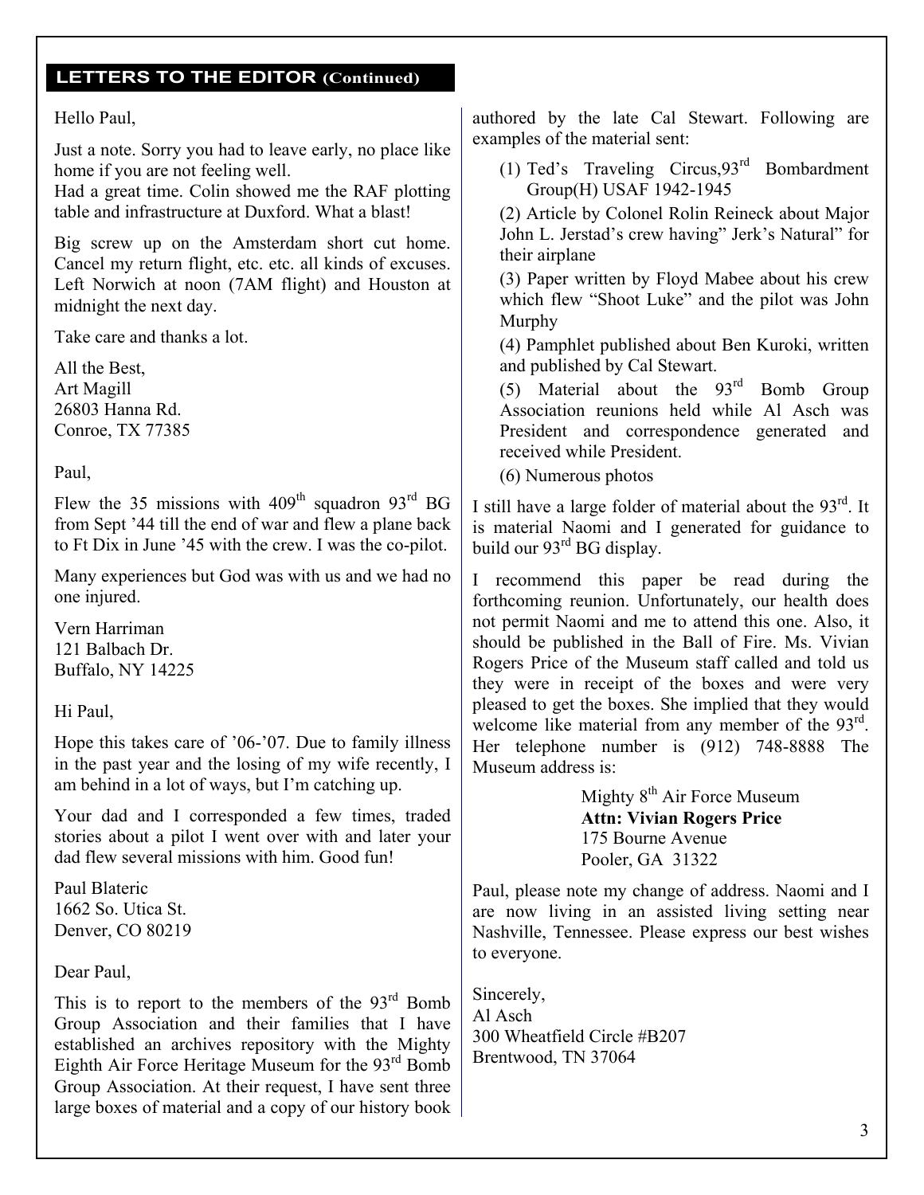## LETTERS TO THE EDITOR (Continued)

Hello Paul,

Just a note. Sorry you had to leave early, no place like home if you are not feeling well.
Had a great time. Colin showed me the RAF plotting table and infrastructure at Duxford. What a blast!

Big screw up on the Amsterdam short cut home. Cancel my return flight, etc. etc. all kinds of excuses. Left Norwich at noon (7AM flight) and Houston at midnight the next day.

Take care and thanks a lot.

All the Best,
Art Magill
26803 Hanna Rd.
Conroe, TX 77385

Paul,

Flew the 35 missions with 409th squadron 93rd BG from Sept '44 till the end of war and flew a plane back to Ft Dix in June '45 with the crew. I was the co-pilot.

Many experiences but God was with us and we had no one injured.

Vern Harriman
121 Balbach Dr.
Buffalo, NY 14225

Hi Paul,

Hope this takes care of '06-'07. Due to family illness in the past year and the losing of my wife recently, I am behind in a lot of ways, but I'm catching up.

Your dad and I corresponded a few times, traded stories about a pilot I went over with and later your dad flew several missions with him. Good fun!

Paul Blateric
1662 So. Utica St.
Denver, CO 80219

Dear Paul,

This is to report to the members of the 93rd Bomb Group Association and their families that I have established an archives repository with the Mighty Eighth Air Force Heritage Museum for the 93rd Bomb Group Association. At their request, I have sent three large boxes of material and a copy of our history book authored by the late Cal Stewart. Following are examples of the material sent:

(1) Ted's Traveling Circus,93rd Bombardment Group(H) USAF 1942-1945

(2) Article by Colonel Rolin Reineck about Major John L. Jerstad's crew having" Jerk's Natural" for their airplane

(3) Paper written by Floyd Mabee about his crew which flew "Shoot Luke" and the pilot was John Murphy

(4) Pamphlet published about Ben Kuroki, written and published by Cal Stewart.

(5) Material about the 93rd Bomb Group Association reunions held while Al Asch was President and correspondence generated and received while President.

(6) Numerous photos

I still have a large folder of material about the 93rd. It is material Naomi and I generated for guidance to build our 93rd BG display.

I recommend this paper be read during the forthcoming reunion. Unfortunately, our health does not permit Naomi and me to attend this one. Also, it should be published in the Ball of Fire. Ms. Vivian Rogers Price of the Museum staff called and told us they were in receipt of the boxes and were very pleased to get the boxes. She implied that they would welcome like material from any member of the 93rd. Her telephone number is (912) 748-8888 The Museum address is:

Mighty 8th Air Force Museum
**Attn: Vivian Rogers Price**
175 Bourne Avenue
Pooler, GA 31322

Paul, please note my change of address. Naomi and I are now living in an assisted living setting near Nashville, Tennessee. Please express our best wishes to everyone.

Sincerely,
Al Asch
300 Wheatfield Circle #B207
Brentwood, TN 37064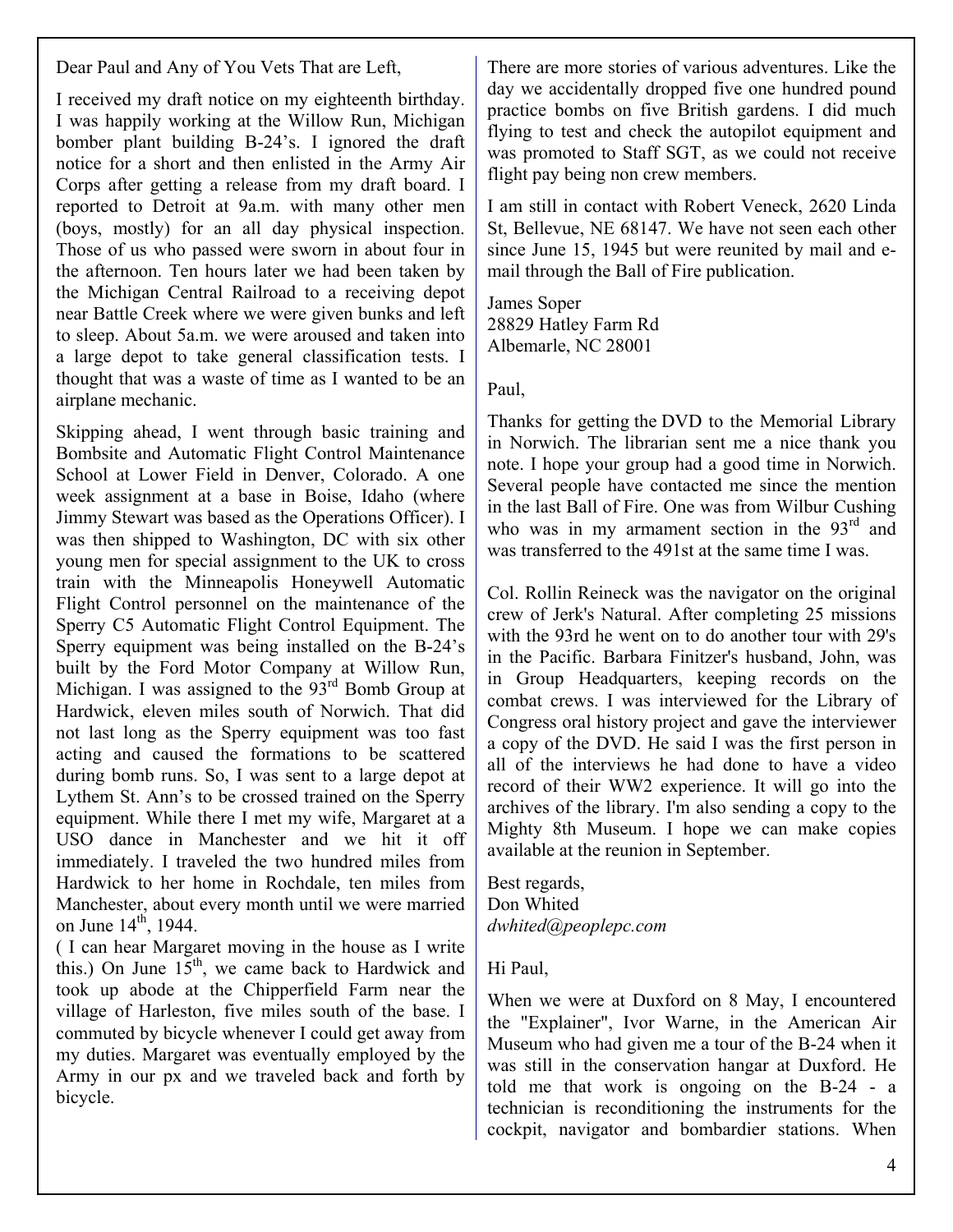Dear Paul and Any of You Vets That are Left,

I received my draft notice on my eighteenth birthday. I was happily working at the Willow Run, Michigan bomber plant building B-24's. I ignored the draft notice for a short and then enlisted in the Army Air Corps after getting a release from my draft board. I reported to Detroit at 9a.m. with many other men (boys, mostly) for an all day physical inspection. Those of us who passed were sworn in about four in the afternoon. Ten hours later we had been taken by the Michigan Central Railroad to a receiving depot near Battle Creek where we were given bunks and left to sleep. About 5a.m. we were aroused and taken into a large depot to take general classification tests. I thought that was a waste of time as I wanted to be an airplane mechanic.

Skipping ahead, I went through basic training and Bombsite and Automatic Flight Control Maintenance School at Lower Field in Denver, Colorado. A one week assignment at a base in Boise, Idaho (where Jimmy Stewart was based as the Operations Officer). I was then shipped to Washington, DC with six other young men for special assignment to the UK to cross train with the Minneapolis Honeywell Automatic Flight Control personnel on the maintenance of the Sperry C5 Automatic Flight Control Equipment. The Sperry equipment was being installed on the B-24's built by the Ford Motor Company at Willow Run, Michigan. I was assigned to the 93rd Bomb Group at Hardwick, eleven miles south of Norwich. That did not last long as the Sperry equipment was too fast acting and caused the formations to be scattered during bomb runs. So, I was sent to a large depot at Lythem St. Ann's to be crossed trained on the Sperry equipment. While there I met my wife, Margaret at a USO dance in Manchester and we hit it off immediately. I traveled the two hundred miles from Hardwick to her home in Rochdale, ten miles from Manchester, about every month until we were married on June 14th, 1944.
( I can hear Margaret moving in the house as I write this.) On June 15th, we came back to Hardwick and took up abode at the Chipperfield Farm near the village of Harleston, five miles south of the base. I commuted by bicycle whenever I could get away from my duties. Margaret was eventually employed by the Army in our px and we traveled back and forth by bicycle.

There are more stories of various adventures. Like the day we accidentally dropped five one hundred pound practice bombs on five British gardens. I did much flying to test and check the autopilot equipment and was promoted to Staff SGT, as we could not receive flight pay being non crew members.

I am still in contact with Robert Veneck, 2620 Linda St, Bellevue, NE 68147. We have not seen each other since June 15, 1945 but were reunited by mail and e-mail through the Ball of Fire publication.

James Soper
28829 Hatley Farm Rd
Albemarle, NC 28001

Paul,

Thanks for getting the DVD to the Memorial Library in Norwich. The librarian sent me a nice thank you note. I hope your group had a good time in Norwich. Several people have contacted me since the mention in the last Ball of Fire. One was from Wilbur Cushing who was in my armament section in the 93rd and was transferred to the 491st at the same time I was.

Col. Rollin Reineck was the navigator on the original crew of Jerk's Natural. After completing 25 missions with the 93rd he went on to do another tour with 29's in the Pacific. Barbara Finitzer's husband, John, was in Group Headquarters, keeping records on the combat crews. I was interviewed for the Library of Congress oral history project and gave the interviewer a copy of the DVD. He said I was the first person in all of the interviews he had done to have a video record of their WW2 experience. It will go into the archives of the library. I'm also sending a copy to the Mighty 8th Museum. I hope we can make copies available at the reunion in September.

Best regards,
Don Whited
*dwhited@peoplepc.com*

Hi Paul,

When we were at Duxford on 8 May, I encountered the "Explainer", Ivor Warne, in the American Air Museum who had given me a tour of the B-24 when it was still in the conservation hangar at Duxford. He told me that work is ongoing on the B-24 - a technician is reconditioning the instruments for the cockpit, navigator and bombardier stations. When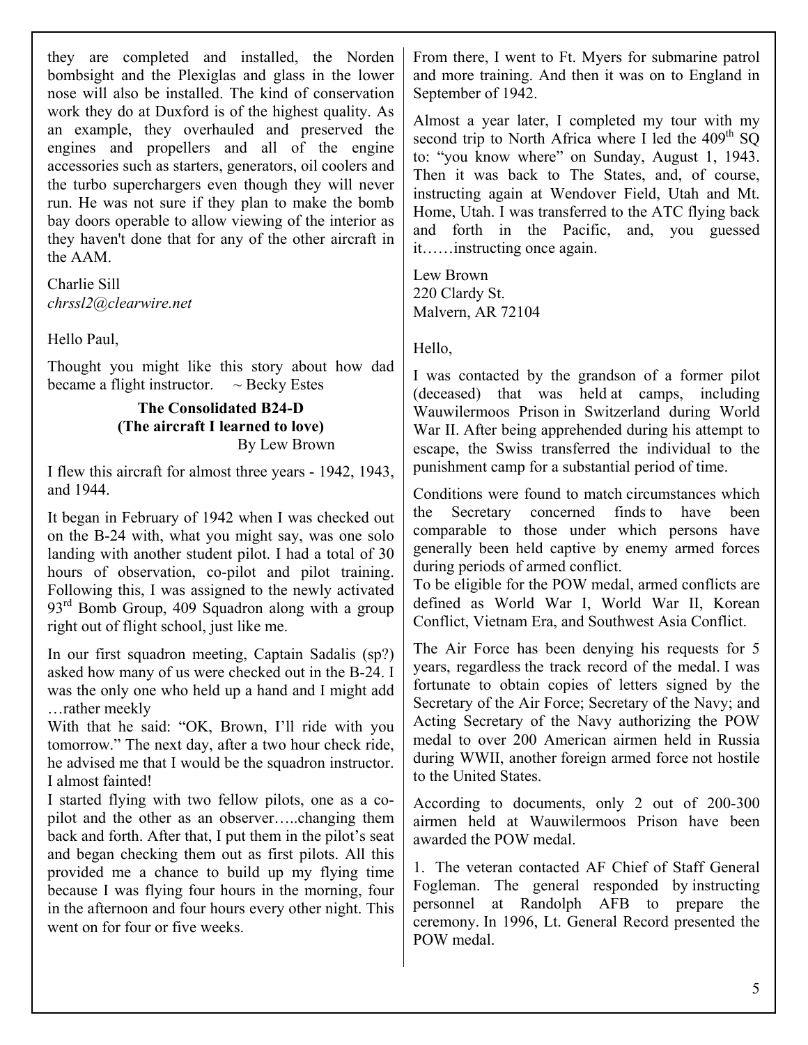they are completed and installed, the Norden bombsight and the Plexiglas and glass in the lower nose will also be installed. The kind of conservation work they do at Duxford is of the highest quality. As an example, they overhauled and preserved the engines and propellers and all of the engine accessories such as starters, generators, oil coolers and the turbo superchargers even though they will never run. He was not sure if they plan to make the bomb bay doors operable to allow viewing of the interior as they haven't done that for any of the other aircraft in the AAM.

Charlie Sill
*chrssl2@clearwire.net*

Hello Paul,

Thought you might like this story about how dad became a flight instructor. ~ Becky Estes

**The Consolidated B24-D**
**(The aircraft I learned to love)**
By Lew Brown

I flew this aircraft for almost three years - 1942, 1943, and 1944.

It began in February of 1942 when I was checked out on the B-24 with, what you might say, was one solo landing with another student pilot. I had a total of 30 hours of observation, co-pilot and pilot training. Following this, I was assigned to the newly activated 93rd Bomb Group, 409 Squadron along with a group right out of flight school, just like me.

In our first squadron meeting, Captain Sadalis (sp?) asked how many of us were checked out in the B-24. I was the only one who held up a hand and I might add …rather meekly

With that he said: "OK, Brown, I'll ride with you tomorrow." The next day, after a two hour check ride, he advised me that I would be the squadron instructor. I almost fainted!

I started flying with two fellow pilots, one as a co-pilot and the other as an observer…..changing them back and forth. After that, I put them in the pilot's seat and began checking them out as first pilots. All this provided me a chance to build up my flying time because I was flying four hours in the morning, four in the afternoon and four hours every other night. This went on for four or five weeks.

From there, I went to Ft. Myers for submarine patrol and more training. And then it was on to England in September of 1942.

Almost a year later, I completed my tour with my second trip to North Africa where I led the 409th SQ to: "you know where" on Sunday, August 1, 1943. Then it was back to The States, and, of course, instructing again at Wendover Field, Utah and Mt. Home, Utah. I was transferred to the ATC flying back and forth in the Pacific, and, you guessed it……instructing once again.

Lew Brown
220 Clardy St.
Malvern, AR 72104

Hello,

I was contacted by the grandson of a former pilot (deceased) that was held at camps, including Wauwilermoos Prison in Switzerland during World War II. After being apprehended during his attempt to escape, the Swiss transferred the individual to the punishment camp for a substantial period of time.

Conditions were found to match circumstances which the Secretary concerned finds to have been comparable to those under which persons have generally been held captive by enemy armed forces during periods of armed conflict.

To be eligible for the POW medal, armed conflicts are defined as World War I, World War II, Korean Conflict, Vietnam Era, and Southwest Asia Conflict.

The Air Force has been denying his requests for 5 years, regardless the track record of the medal. I was fortunate to obtain copies of letters signed by the Secretary of the Air Force; Secretary of the Navy; and Acting Secretary of the Navy authorizing the POW medal to over 200 American airmen held in Russia during WWII, another foreign armed force not hostile to the United States.

According to documents, only 2 out of 200-300 airmen held at Wauwilermoos Prison have been awarded the POW medal.

1. The veteran contacted AF Chief of Staff General Fogleman. The general responded by instructing personnel at Randolph AFB to prepare the ceremony. In 1996, Lt. General Record presented the POW medal.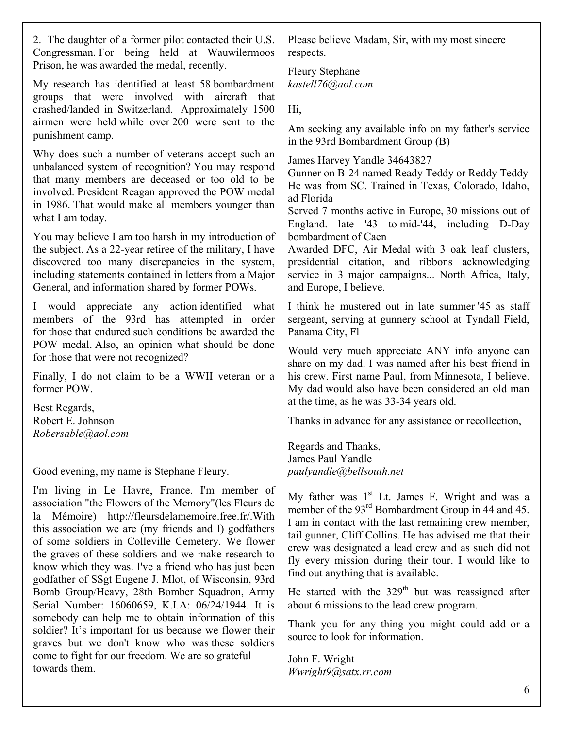2. The daughter of a former pilot contacted their U.S. Congressman. For being held at Wauwilermoos Prison, he was awarded the medal, recently.

My research has identified at least 58 bombardment groups that were involved with aircraft that crashed/landed in Switzerland. Approximately 1500 airmen were held while over 200 were sent to the punishment camp.

Why does such a number of veterans accept such an unbalanced system of recognition? You may respond that many members are deceased or too old to be involved. President Reagan approved the POW medal in 1986. That would make all members younger than what I am today.

You may believe I am too harsh in my introduction of the subject. As a 22-year retiree of the military, I have discovered too many discrepancies in the system, including statements contained in letters from a Major General, and information shared by former POWs.

I would appreciate any action identified what members of the 93rd has attempted in order for those that endured such conditions be awarded the POW medal. Also, an opinion what should be done for those that were not recognized?

Finally, I do not claim to be a WWII veteran or a former POW.

Best Regards,
Robert E. Johnson
*Robersable@aol.com*

Good evening, my name is Stephane Fleury.

I'm living in Le Havre, France. I'm member of association "the Flowers of the Memory"(les Fleurs de la Mémoire) http://fleursdelamemoire.free.fr/.With this association we are (my friends and I) godfathers of some soldiers in Colleville Cemetery. We flower the graves of these soldiers and we make research to know which they was. I've a friend who has just been godfather of SSgt Eugene J. Mlot, of Wisconsin, 93rd Bomb Group/Heavy, 28th Bomber Squadron, Army Serial Number: 16060659, K.I.A: 06/24/1944. It is somebody can help me to obtain information of this soldier? It's important for us because we flower their graves but we don't know who was these soldiers come to fight for our freedom. We are so grateful towards them.

Please believe Madam, Sir, with my most sincere respects.

Fleury Stephane
*kastell76@aol.com*

Hi,

Am seeking any available info on my father's service in the 93rd Bombardment Group (B)

James Harvey Yandle 34643827
Gunner on B-24 named Ready Teddy or Reddy Teddy
He was from SC. Trained in Texas, Colorado, Idaho, ad Florida
Served 7 months active in Europe, 30 missions out of England. late '43 to mid-'44, including D-Day bombardment of Caen
Awarded DFC, Air Medal with 3 oak leaf clusters, presidential citation, and ribbons acknowledging service in 3 major campaigns... North Africa, Italy, and Europe, I believe.

I think he mustered out in late summer '45 as staff sergeant, serving at gunnery school at Tyndall Field, Panama City, Fl

Would very much appreciate ANY info anyone can share on my dad. I was named after his best friend in his crew. First name Paul, from Minnesota, I believe. My dad would also have been considered an old man at the time, as he was 33-34 years old.

Thanks in advance for any assistance or recollection,

Regards and Thanks,
James Paul Yandle
*paulyandle@bellsouth.net*

My father was 1st Lt. James F. Wright and was a member of the 93rd Bombardment Group in 44 and 45. I am in contact with the last remaining crew member, tail gunner, Cliff Collins. He has advised me that their crew was designated a lead crew and as such did not fly every mission during their tour. I would like to find out anything that is available.

He started with the 329th but was reassigned after about 6 missions to the lead crew program.

Thank you for any thing you might could add or a source to look for information.

John F. Wright
*Wwright9@satx.rr.com*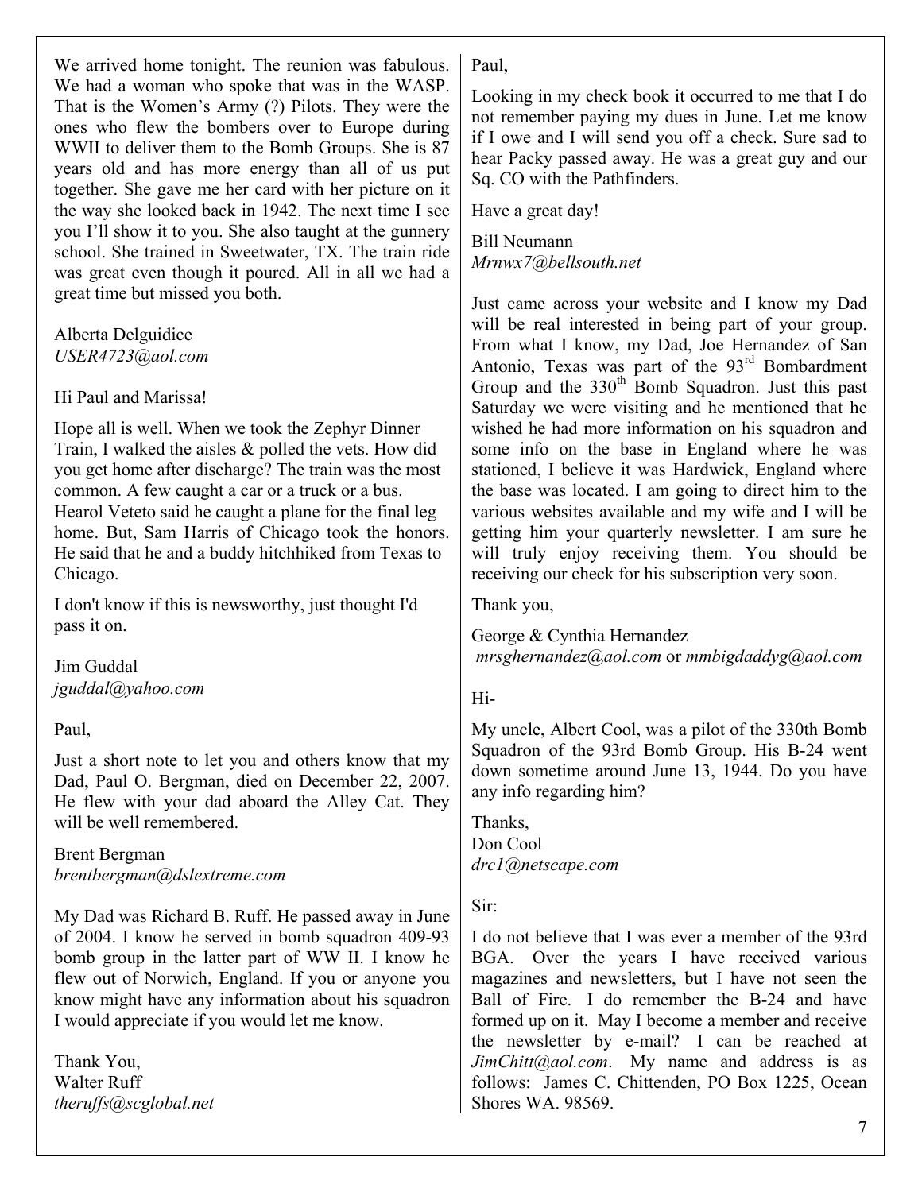We arrived home tonight. The reunion was fabulous. We had a woman who spoke that was in the WASP. That is the Women's Army (?) Pilots. They were the ones who flew the bombers over to Europe during WWII to deliver them to the Bomb Groups. She is 87 years old and has more energy than all of us put together. She gave me her card with her picture on it the way she looked back in 1942. The next time I see you I'll show it to you. She also taught at the gunnery school. She trained in Sweetwater, TX. The train ride was great even though it poured. All in all we had a great time but missed you both.

Alberta Delguidice
*USER4723@aol.com*

Hi Paul and Marissa!

Hope all is well. When we took the Zephyr Dinner Train, I walked the aisles & polled the vets. How did you get home after discharge? The train was the most common. A few caught a car or a truck or a bus. Hearol Veteto said he caught a plane for the final leg home. But, Sam Harris of Chicago took the honors. He said that he and a buddy hitchhiked from Texas to Chicago.

I don't know if this is newsworthy, just thought I'd pass it on.

Jim Guddal
*jguddal@yahoo.com*

Paul,

Just a short note to let you and others know that my Dad, Paul O. Bergman, died on December 22, 2007. He flew with your dad aboard the Alley Cat. They will be well remembered.

Brent Bergman
*brentbergman@dslextreme.com*

My Dad was Richard B. Ruff. He passed away in June of 2004. I know he served in bomb squadron 409-93 bomb group in the latter part of WW II. I know he flew out of Norwich, England. If you or anyone you know might have any information about his squadron I would appreciate if you would let me know.

Thank You,
Walter Ruff
*theruffs@scglobal.net*

Paul,

Looking in my check book it occurred to me that I do not remember paying my dues in June. Let me know if I owe and I will send you off a check. Sure sad to hear Packy passed away. He was a great guy and our Sq. CO with the Pathfinders.

Have a great day!

Bill Neumann
*Mrnwx7@bellsouth.net*

Just came across your website and I know my Dad will be real interested in being part of your group. From what I know, my Dad, Joe Hernandez of San Antonio, Texas was part of the 93rd Bombardment Group and the 330th Bomb Squadron. Just this past Saturday we were visiting and he mentioned that he wished he had more information on his squadron and some info on the base in England where he was stationed, I believe it was Hardwick, England where the base was located. I am going to direct him to the various websites available and my wife and I will be getting him your quarterly newsletter. I am sure he will truly enjoy receiving them. You should be receiving our check for his subscription very soon.

Thank you,

George & Cynthia Hernandez
*mrsghernandez@aol.com* or *mmbigdaddyg@aol.com*

Hi-

My uncle, Albert Cool, was a pilot of the 330th Bomb Squadron of the 93rd Bomb Group. His B-24 went down sometime around June 13, 1944. Do you have any info regarding him?

Thanks,
Don Cool
*drc1@netscape.com*

Sir:

I do not believe that I was ever a member of the 93rd BGA. Over the years I have received various magazines and newsletters, but I have not seen the Ball of Fire. I do remember the B-24 and have formed up on it. May I become a member and receive the newsletter by e-mail? I can be reached at *JimChitt@aol.com*. My name and address is as follows: James C. Chittenden, PO Box 1225, Ocean Shores WA. 98569.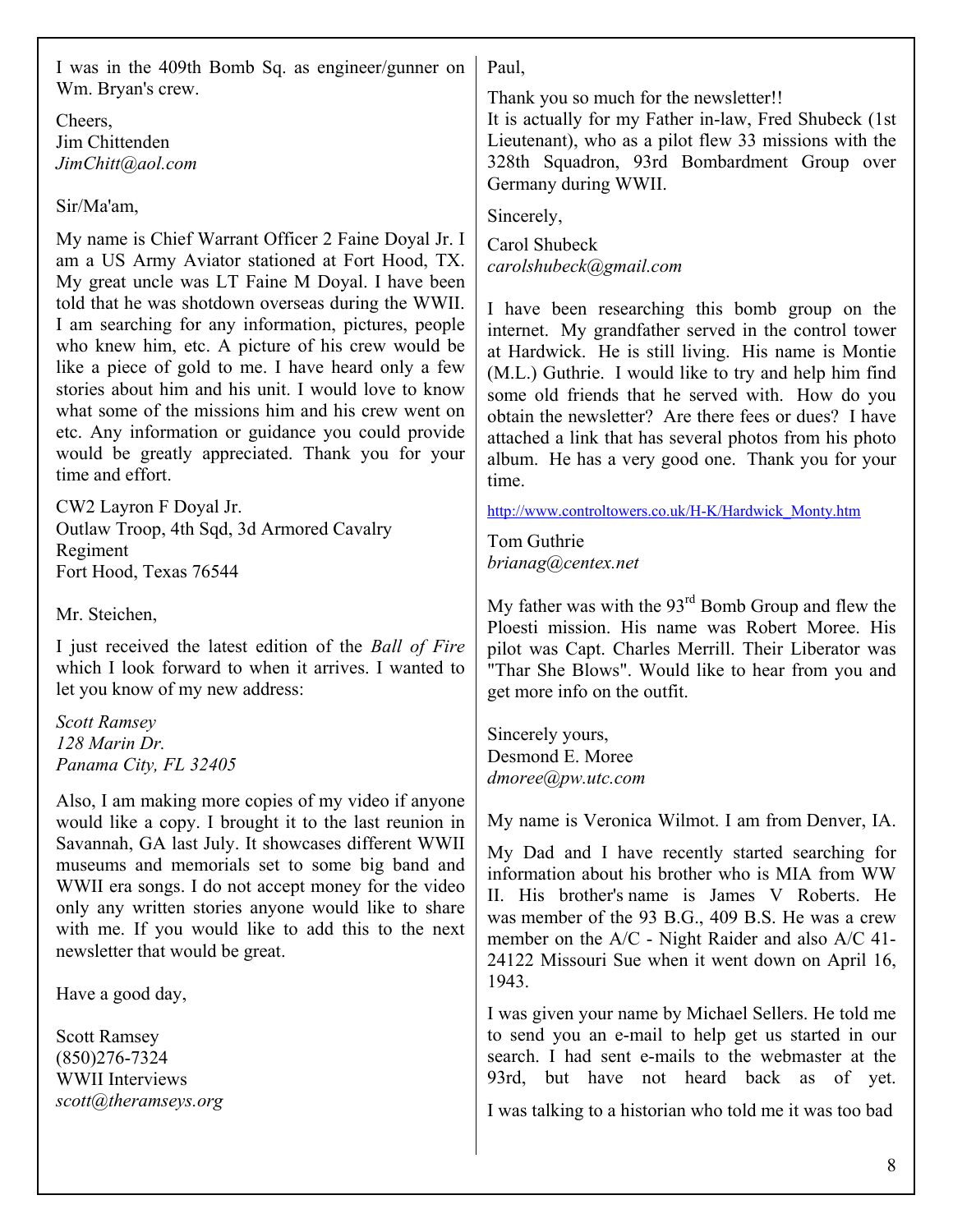I was in the 409th Bomb Sq. as engineer/gunner on Wm. Bryan's crew.

Cheers,
Jim Chittenden
*JimChitt@aol.com*

Sir/Ma'am,

My name is Chief Warrant Officer 2 Faine Doyal Jr. I am a US Army Aviator stationed at Fort Hood, TX. My great uncle was LT Faine M Doyal. I have been told that he was shotdown overseas during the WWII. I am searching for any information, pictures, people who knew him, etc. A picture of his crew would be like a piece of gold to me. I have heard only a few stories about him and his unit. I would love to know what some of the missions him and his crew went on etc. Any information or guidance you could provide would be greatly appreciated. Thank you for your time and effort.

CW2 Layron F Doyal Jr.
Outlaw Troop, 4th Sqd, 3d Armored Cavalry Regiment
Fort Hood, Texas 76544

Mr. Steichen,

I just received the latest edition of the *Ball of Fire* which I look forward to when it arrives. I wanted to let you know of my new address:

*Scott Ramsey*
*128 Marin Dr.*
*Panama City, FL 32405*

Also, I am making more copies of my video if anyone would like a copy. I brought it to the last reunion in Savannah, GA last July. It showcases different WWII museums and memorials set to some big band and WWII era songs. I do not accept money for the video only any written stories anyone would like to share with me. If you would like to add this to the next newsletter that would be great.

Have a good day,

Scott Ramsey
(850)276-7324
WWII Interviews
*scott@theramseys.org*

Paul,

Thank you so much for the newsletter!!
It is actually for my Father in-law, Fred Shubeck (1st Lieutenant), who as a pilot flew 33 missions with the 328th Squadron, 93rd Bombardment Group over Germany during WWII.

Sincerely,

Carol Shubeck
*carolshubeck@gmail.com*

I have been researching this bomb group on the internet. My grandfather served in the control tower at Hardwick. He is still living. His name is Montie (M.L.) Guthrie. I would like to try and help him find some old friends that he served with. How do you obtain the newsletter? Are there fees or dues? I have attached a link that has several photos from his photo album. He has a very good one. Thank you for your time.

http://www.controltowers.co.uk/H-K/Hardwick_Monty.htm

Tom Guthrie
*brianag@centex.net*

My father was with the 93rd Bomb Group and flew the Ploesti mission. His name was Robert Moree. His pilot was Capt. Charles Merrill. Their Liberator was "Thar She Blows". Would like to hear from you and get more info on the outfit.

Sincerely yours,
Desmond E. Moree
*dmoree@pw.utc.com*

My name is Veronica Wilmot. I am from Denver, IA.

My Dad and I have recently started searching for information about his brother who is MIA from WW II. His brother's name is James V Roberts. He was member of the 93 B.G., 409 B.S. He was a crew member on the A/C - Night Raider and also A/C 41-24122 Missouri Sue when it went down on April 16, 1943.

I was given your name by Michael Sellers. He told me to send you an e-mail to help get us started in our search. I had sent e-mails to the webmaster at the 93rd, but have not heard back as of yet.

I was talking to a historian who told me it was too bad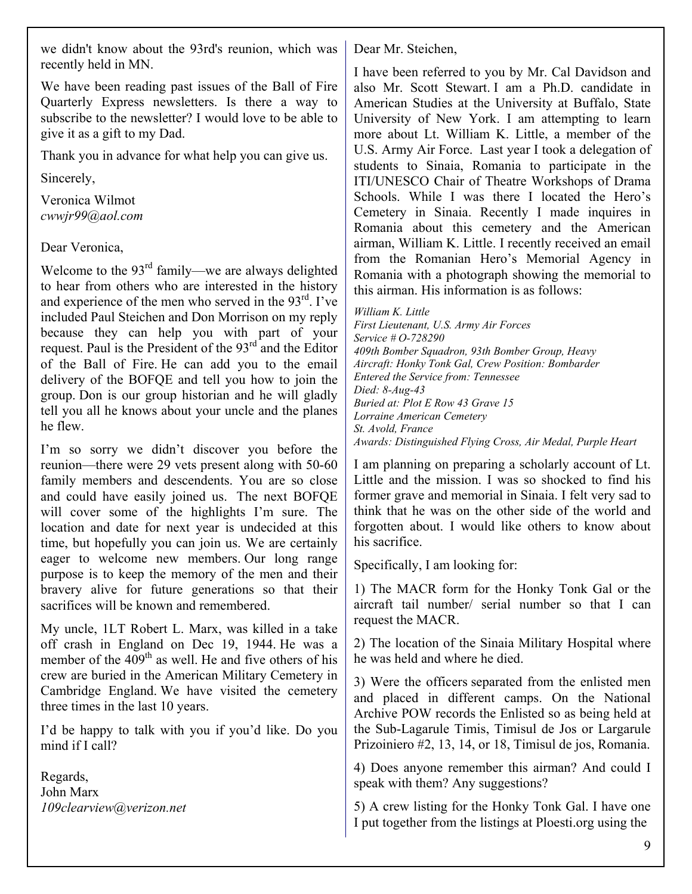we didn't know about the 93rd's reunion, which was recently held in MN.

We have been reading past issues of the Ball of Fire Quarterly Express newsletters. Is there a way to subscribe to the newsletter? I would love to be able to give it as a gift to my Dad.

Thank you in advance for what help you can give us.

Sincerely,

Veronica Wilmot
*cwwjr99@aol.com*

Dear Veronica,

Welcome to the 93rd family—we are always delighted to hear from others who are interested in the history and experience of the men who served in the 93rd. I've included Paul Steichen and Don Morrison on my reply because they can help you with part of your request. Paul is the President of the 93rd and the Editor of the Ball of Fire. He can add you to the email delivery of the BOFQE and tell you how to join the group. Don is our group historian and he will gladly tell you all he knows about your uncle and the planes he flew.

I'm so sorry we didn't discover you before the reunion—there were 29 vets present along with 50-60 family members and descendents. You are so close and could have easily joined us. The next BOFQE will cover some of the highlights I'm sure. The location and date for next year is undecided at this time, but hopefully you can join us. We are certainly eager to welcome new members. Our long range purpose is to keep the memory of the men and their bravery alive for future generations so that their sacrifices will be known and remembered.

My uncle, 1LT Robert L. Marx, was killed in a take off crash in England on Dec 19, 1944. He was a member of the 409th as well. He and five others of his crew are buried in the American Military Cemetery in Cambridge England. We have visited the cemetery three times in the last 10 years.

I'd be happy to talk with you if you'd like. Do you mind if I call?

Regards,
John Marx
*109clearview@verizon.net*

Dear Mr. Steichen,

I have been referred to you by Mr. Cal Davidson and also Mr. Scott Stewart. I am a Ph.D. candidate in American Studies at the University at Buffalo, State University of New York. I am attempting to learn more about Lt. William K. Little, a member of the U.S. Army Air Force. Last year I took a delegation of students to Sinaia, Romania to participate in the ITI/UNESCO Chair of Theatre Workshops of Drama Schools. While I was there I located the Hero's Cemetery in Sinaia. Recently I made inquires in Romania about this cemetery and the American airman, William K. Little. I recently received an email from the Romanian Hero's Memorial Agency in Romania with a photograph showing the memorial to this airman. His information is as follows:

*William K. Little*
*First Lieutenant, U.S. Army Air Forces*
*Service # O-728290*
*409th Bomber Squadron, 93th Bomber Group, Heavy*
*Aircraft: Honky Tonk Gal, Crew Position: Bombarder*
*Entered the Service from: Tennessee*
*Died: 8-Aug-43*
*Buried at: Plot E Row 43 Grave 15*
*Lorraine American Cemetery*
*St. Avold, France*
*Awards: Distinguished Flying Cross, Air Medal, Purple Heart*

I am planning on preparing a scholarly account of Lt. Little and the mission. I was so shocked to find his former grave and memorial in Sinaia. I felt very sad to think that he was on the other side of the world and forgotten about. I would like others to know about his sacrifice.

Specifically, I am looking for:

1) The MACR form for the Honky Tonk Gal or the aircraft tail number/ serial number so that I can request the MACR.

2) The location of the Sinaia Military Hospital where he was held and where he died.

3) Were the officers separated from the enlisted men and placed in different camps. On the National Archive POW records the Enlisted so as being held at the Sub-Lagarule Timis, Timisul de Jos or Largarule Prizoiniero #2, 13, 14, or 18, Timisul de jos, Romania.

4) Does anyone remember this airman? And could I speak with them? Any suggestions?

5) A crew listing for the Honky Tonk Gal. I have one I put together from the listings at Ploesti.org using the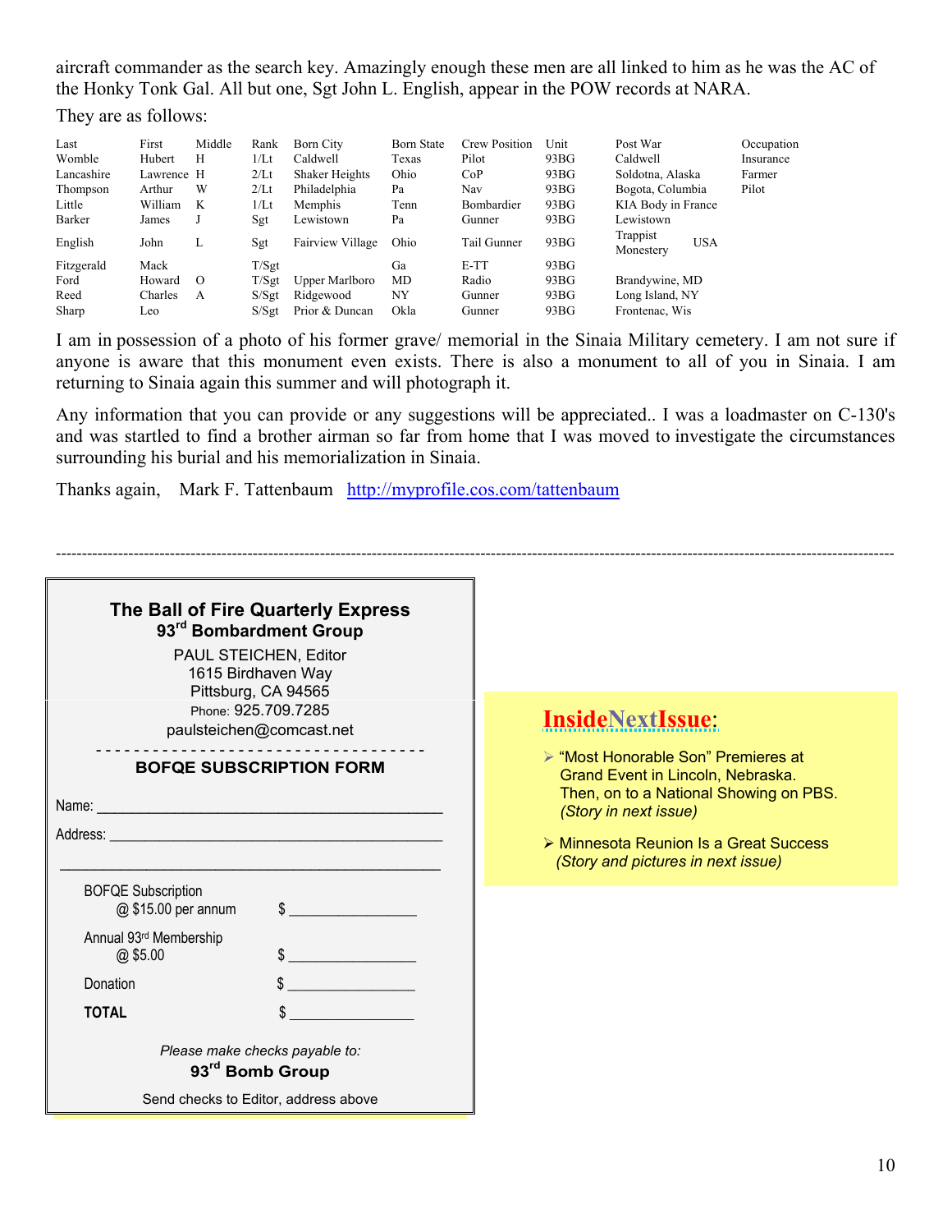aircraft commander as the search key. Amazingly enough these men are all linked to him as he was the AC of the Honky Tonk Gal. All but one, Sgt John L. English, appear in the POW records at NARA.

They are as follows:

| Last | First | Middle | Rank | Born City | Born State | Crew Position | Unit | Post War | | Occupation |
|---|---|---|---|---|---|---|---|---|---|---|
| Womble | Hubert | H | 1/Lt | Caldwell | Texas | Pilot | 93BG | Caldwell | | Insurance |
| Lancashire | Lawrence | H | 2/Lt | Shaker Heights | Ohio | CoP | 93BG | Soldotna, Alaska | | Farmer |
| Thompson | Arthur | W | 2/Lt | Philadelphia | Pa | Nav | 93BG | Bogota, Columbia | | Pilot |
| Little | William | K | 1/Lt | Memphis | Tenn | Bombardier | 93BG | KIA Body in France | | |
| Barker | James | J | Sgt | Lewistown | Pa | Gunner | 93BG | Lewistown | | |
| English | John | L | Sgt | Fairview Village | Ohio | Tail Gunner | 93BG | Trappist Monestery | USA | |
| Fitzgerald | Mack | | T/Sgt | | Ga | E-TT | 93BG | | | |
| Ford | Howard | O | T/Sgt | Upper Marlboro | MD | Radio | 93BG | Brandywine, MD | | |
| Reed | Charles | A | S/Sgt | Ridgewood | NY | Gunner | 93BG | Long Island, NY | | |
| Sharp | Leo | | S/Sgt | Prior & Duncan | Okla | Gunner | 93BG | Frontenac, Wis | | |

I am in possession of a photo of his former grave/ memorial in the Sinaia Military cemetery. I am not sure if anyone is aware that this monument even exists. There is also a monument to all of you in Sinaia. I am returning to Sinaia again this summer and will photograph it.

Any information that you can provide or any suggestions will be appreciated.. I was a loadmaster on C-130's and was startled to find a brother airman so far from home that I was moved to investigate the circumstances surrounding his burial and his memorialization in Sinaia.

Thanks again, Mark F. Tattenbaum http://myprofile.cos.com/tattenbaum

---

**The Ball of Fire Quarterly Express**
**93rd Bombardment Group**

PAUL STEICHEN, Editor
1615 Birdhaven Way
Pittsburg, CA 94565
Phone: 925.709.7285
paulsteichen@comcast.net

**BOFQE SUBSCRIPTION FORM**

Name: ____________________________________________

Address: __________________________________________

__________________________________________________

BOFQE Subscription @ $15.00 per annum $ ________________

Annual 93rd Membership @ $5.00 $ ________________

Donation $ ________________

**TOTAL** $ ________________

*Please make checks payable to:*
**93rd Bomb Group**

Send checks to Editor, address above

## InsideNextIssue:

- "Most Honorable Son" Premieres at Grand Event in Lincoln, Nebraska. Then, on to a National Showing on PBS. *(Story in next issue)*
- Minnesota Reunion Is a Great Success *(Story and pictures in next issue)*